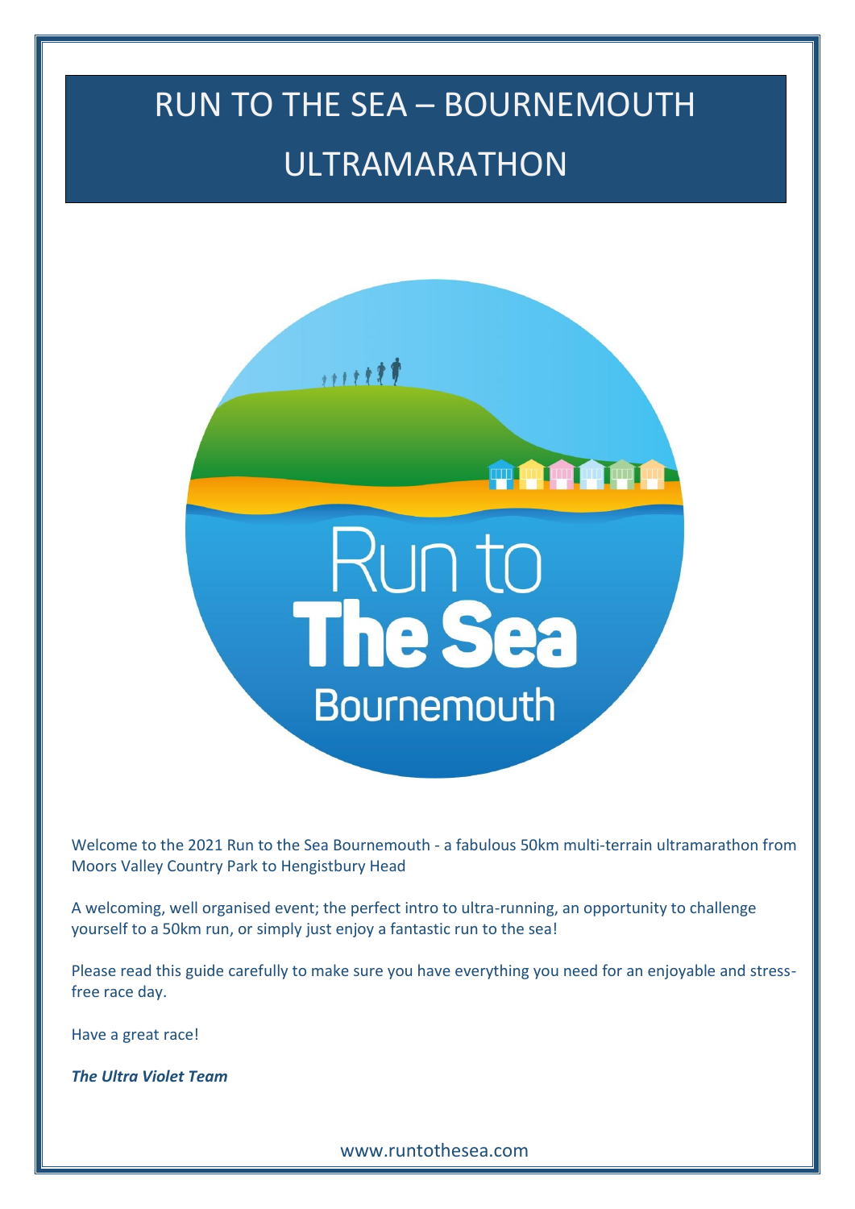# RUN TO THE SEA – BOURNEMOUTH ULTRAMARATHON

Welcome to the 2021 Run to the Sea Bournemouth - a fabulous 50km multi-terrain ultramarathon from Moors Valley Country Park to Hengistbury Head

A welcoming, well organised event; the perfect intro to ultra-running, an opportunity to challenge yourself to a 50km run, or simply just enjoy a fantastic run to the sea!

Please read this guide carefully to make sure you have everything you need for an enjoyable and stress-free race day.

Have a great race!

***The Ultra Violet Team***

www.runtothesea.com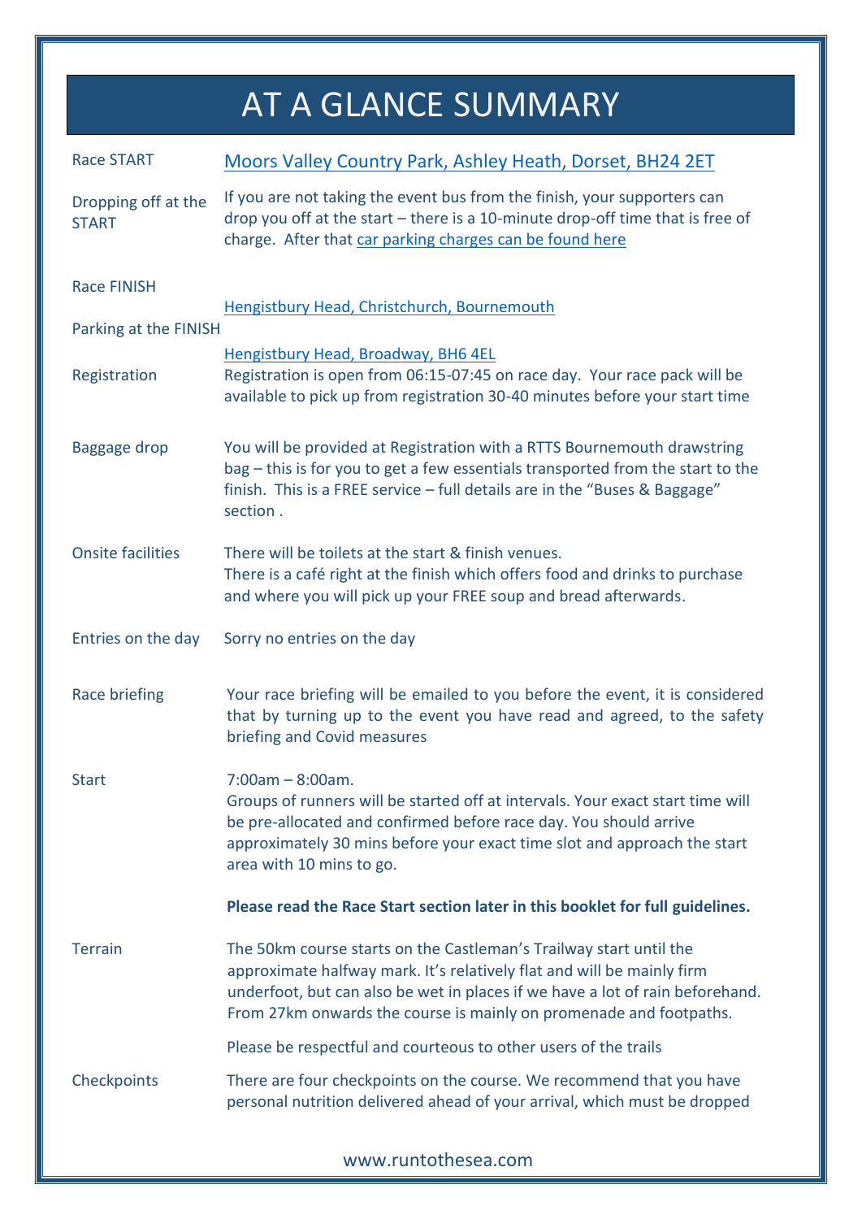# AT A GLANCE SUMMARY

| | |
|---|---|
| Race START | Moors Valley Country Park, Ashley Heath, Dorset, BH24 2ET |
| Dropping off at the START | If you are not taking the event bus from the finish, your supporters can drop you off at the start – there is a 10-minute drop-off time that is free of charge. After that car parking charges can be found here |
| Race FINISH | Hengistbury Head, Christchurch, Bournemouth |
| Parking at the FINISH | Hengistbury Head, Broadway, BH6 4EL |
| Registration | Registration is open from 06:15-07:45 on race day. Your race pack will be available to pick up from registration 30-40 minutes before your start time |
| Baggage drop | You will be provided at Registration with a RTTS Bournemouth drawstring bag – this is for you to get a few essentials transported from the start to the finish. This is a FREE service – full details are in the "Buses & Baggage" section . |
| Onsite facilities | There will be toilets at the start & finish venues. There is a café right at the finish which offers food and drinks to purchase and where you will pick up your FREE soup and bread afterwards. |
| Entries on the day | Sorry no entries on the day |
| Race briefing | Your race briefing will be emailed to you before the event, it is considered that by turning up to the event you have read and agreed, to the safety briefing and Covid measures |
| Start | 7:00am – 8:00am. Groups of runners will be started off at intervals. Your exact start time will be pre-allocated and confirmed before race day. You should arrive approximately 30 mins before your exact time slot and approach the start area with 10 mins to go. **Please read the Race Start section later in this booklet for full guidelines.** |
| Terrain | The 50km course starts on the Castleman's Trailway start until the approximate halfway mark. It's relatively flat and will be mainly firm underfoot, but can also be wet in places if we have a lot of rain beforehand. From 27km onwards the course is mainly on promenade and footpaths. Please be respectful and courteous to other users of the trails |
| Checkpoints | There are four checkpoints on the course. We recommend that you have personal nutrition delivered ahead of your arrival, which must be dropped |

www.runtothesea.com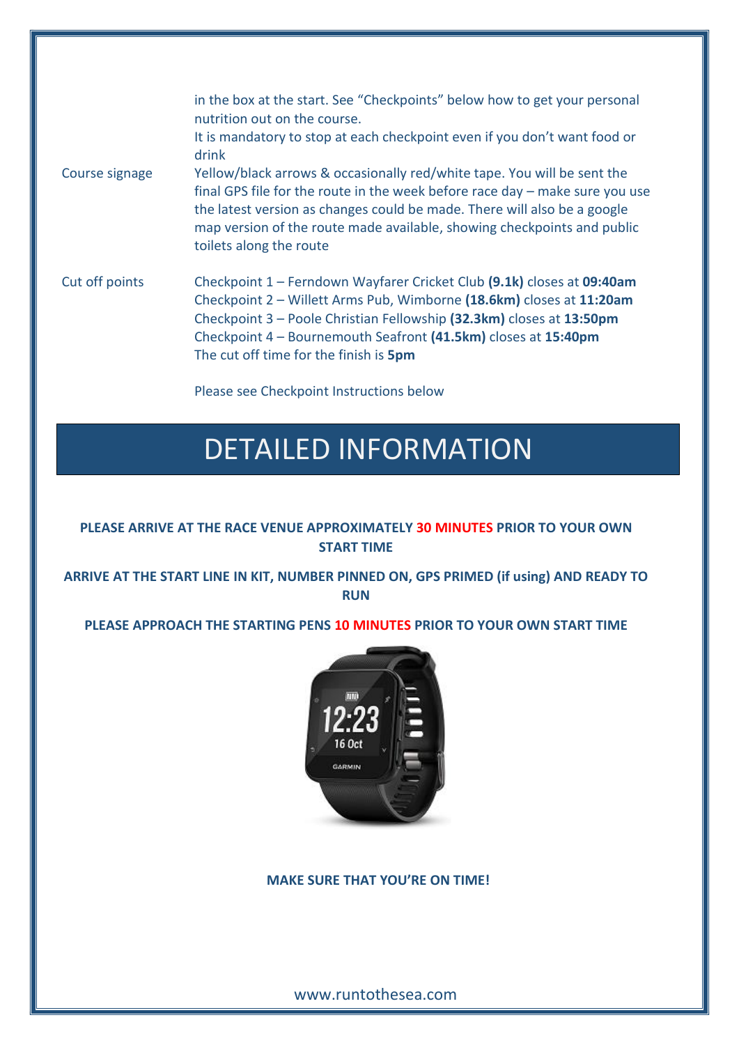| | |
|---|---|
| | in the box at the start. See "Checkpoints" below how to get your personal nutrition out on the course.<br>It is mandatory to stop at each checkpoint even if you don't want food or drink |
| Course signage | Yellow/black arrows & occasionally red/white tape. You will be sent the final GPS file for the route in the week before race day – make sure you use the latest version as changes could be made. There will also be a google map version of the route made available, showing checkpoints and public toilets along the route |
| Cut off points | Checkpoint 1 – Ferndown Wayfarer Cricket Club **(9.1k)** closes at **09:40am**<br>Checkpoint 2 – Willett Arms Pub, Wimborne **(18.6km)** closes at **11:20am**<br>Checkpoint 3 – Poole Christian Fellowship **(32.3km)** closes at **13:50pm**<br>Checkpoint 4 – Bournemouth Seafront **(41.5km)** closes at **15:40pm**<br>The cut off time for the finish is **5pm**<br><br>Please see Checkpoint Instructions below |

# DETAILED INFORMATION

**PLEASE ARRIVE AT THE RACE VENUE APPROXIMATELY 30 MINUTES PRIOR TO YOUR OWN START TIME**

**ARRIVE AT THE START LINE IN KIT, NUMBER PINNED ON, GPS PRIMED (if using) AND READY TO RUN**

**PLEASE APPROACH THE STARTING PENS 10 MINUTES PRIOR TO YOUR OWN START TIME**

**MAKE SURE THAT YOU'RE ON TIME!**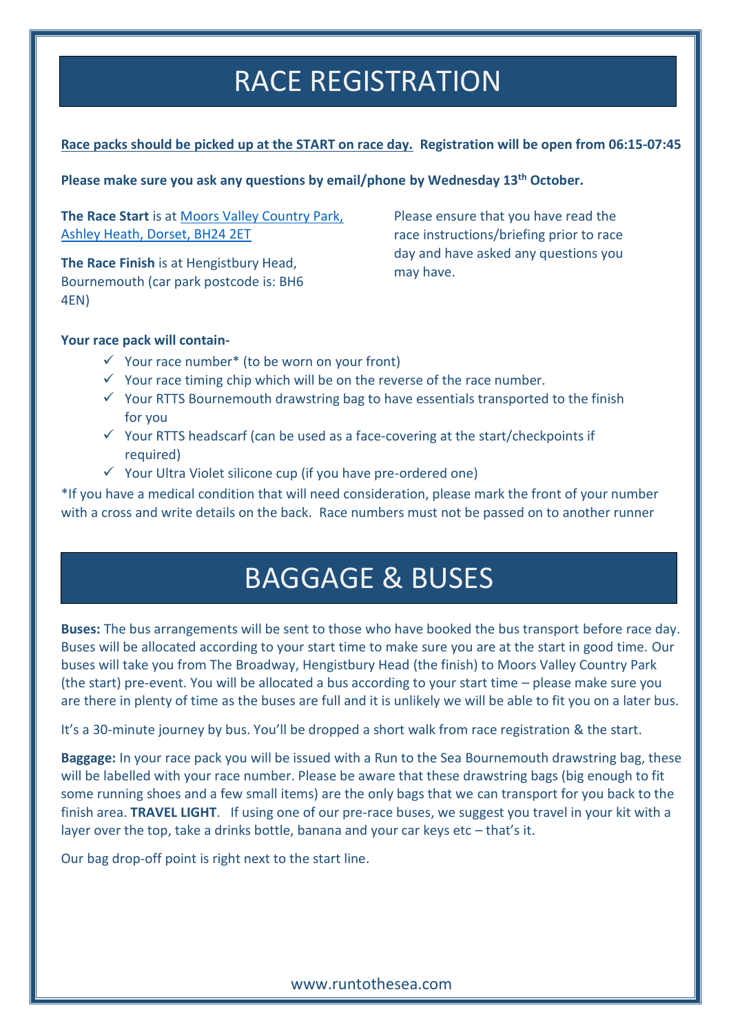# RACE REGISTRATION

**Race packs should be picked up at the START on race day. Registration will be open from 06:15-07:45**

**Please make sure you ask any questions by email/phone by Wednesday 13th October.**

**The Race Start** is at Moors Valley Country Park, Ashley Heath, Dorset, BH24 2ET

**The Race Finish** is at Hengistbury Head, Bournemouth (car park postcode is: BH6 4EN)

Please ensure that you have read the race instructions/briefing prior to race day and have asked any questions you may have.

**Your race pack will contain-**

- ✓ Your race number* (to be worn on your front)
- ✓ Your race timing chip which will be on the reverse of the race number.
- ✓ Your RTTS Bournemouth drawstring bag to have essentials transported to the finish for you
- ✓ Your RTTS headscarf (can be used as a face-covering at the start/checkpoints if required)
- ✓ Your Ultra Violet silicone cup (if you have pre-ordered one)

*If you have a medical condition that will need consideration, please mark the front of your number with a cross and write details on the back. Race numbers must not be passed on to another runner

# BAGGAGE & BUSES

**Buses:** The bus arrangements will be sent to those who have booked the bus transport before race day. Buses will be allocated according to your start time to make sure you are at the start in good time. Our buses will take you from The Broadway, Hengistbury Head (the finish) to Moors Valley Country Park (the start) pre-event. You will be allocated a bus according to your start time – please make sure you are there in plenty of time as the buses are full and it is unlikely we will be able to fit you on a later bus.

It's a 30-minute journey by bus. You'll be dropped a short walk from race registration & the start.

**Baggage:** In your race pack you will be issued with a Run to the Sea Bournemouth drawstring bag, these will be labelled with your race number. Please be aware that these drawstring bags (big enough to fit some running shoes and a few small items) are the only bags that we can transport for you back to the finish area. **TRAVEL LIGHT**. If using one of our pre-race buses, we suggest you travel in your kit with a layer over the top, take a drinks bottle, banana and your car keys etc – that's it.

Our bag drop-off point is right next to the start line.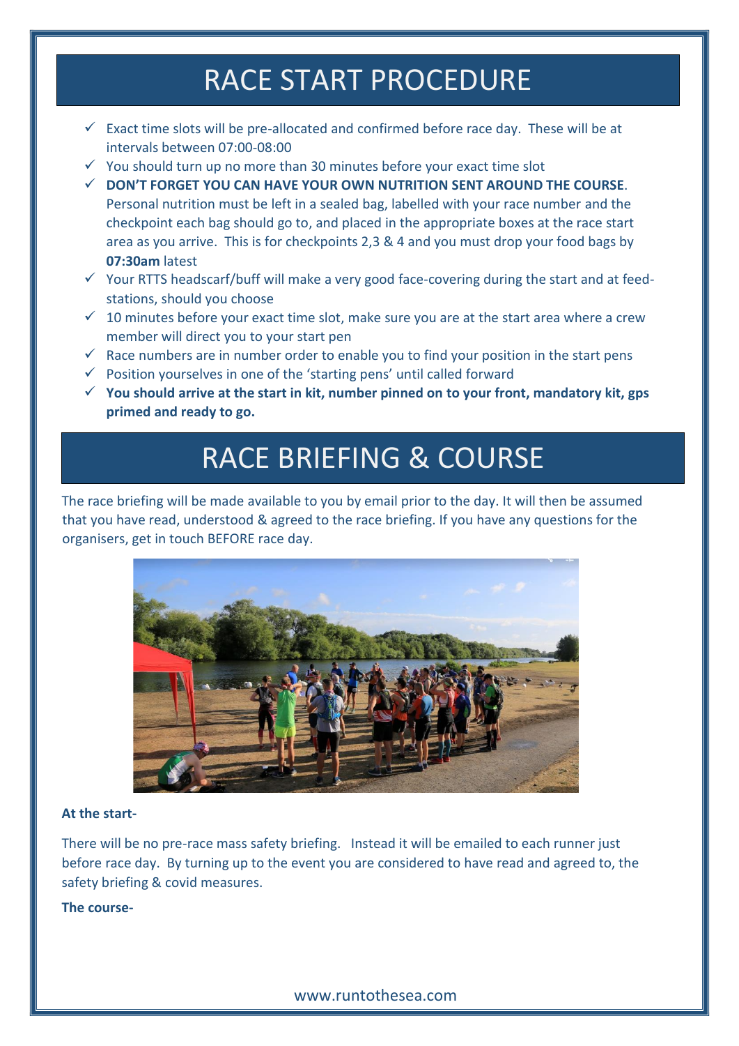# RACE START PROCEDURE

- Exact time slots will be pre-allocated and confirmed before race day. These will be at intervals between 07:00-08:00
- You should turn up no more than 30 minutes before your exact time slot
- **DON'T FORGET YOU CAN HAVE YOUR OWN NUTRITION SENT AROUND THE COURSE**. Personal nutrition must be left in a sealed bag, labelled with your race number and the checkpoint each bag should go to, and placed in the appropriate boxes at the race start area as you arrive. This is for checkpoints 2,3 & 4 and you must drop your food bags by **07:30am** latest
- Your RTTS headscarf/buff will make a very good face-covering during the start and at feed-stations, should you choose
- 10 minutes before your exact time slot, make sure you are at the start area where a crew member will direct you to your start pen
- Race numbers are in number order to enable you to find your position in the start pens
- Position yourselves in one of the 'starting pens' until called forward
- **You should arrive at the start in kit, number pinned on to your front, mandatory kit, gps primed and ready to go.**

# RACE BRIEFING & COURSE

The race briefing will be made available to you by email prior to the day. It will then be assumed that you have read, understood & agreed to the race briefing. If you have any questions for the organisers, get in touch BEFORE race day.

**At the start-**

There will be no pre-race mass safety briefing. Instead it will be emailed to each runner just before race day. By turning up to the event you are considered to have read and agreed to, the safety briefing & covid measures.

**The course-**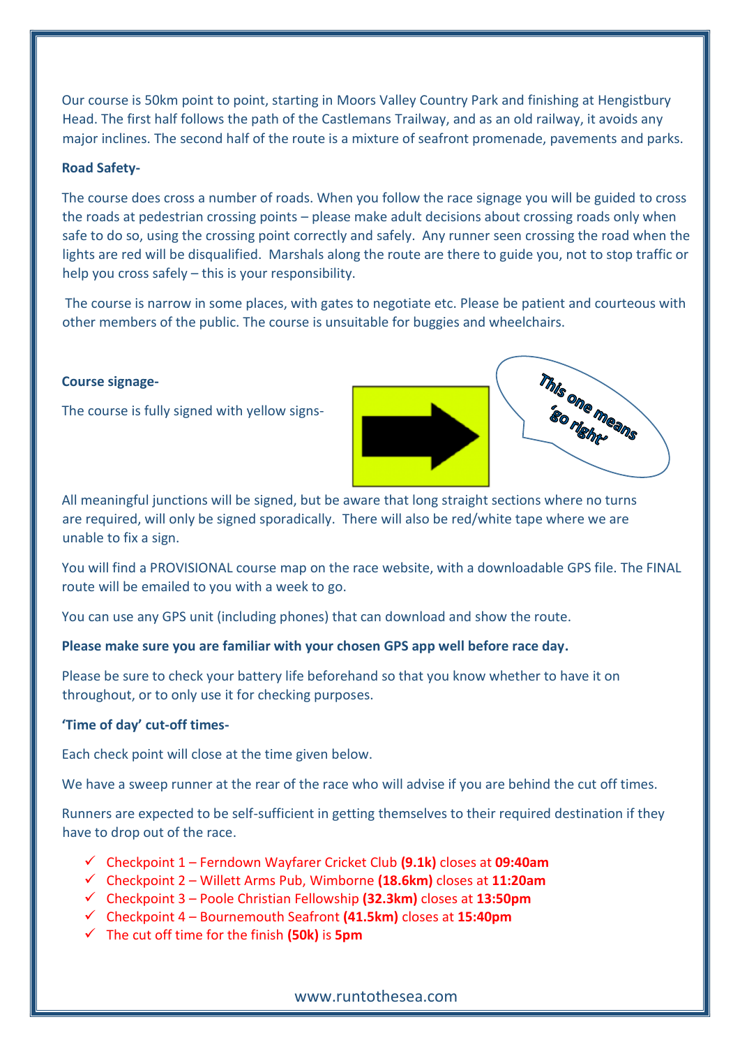Our course is 50km point to point, starting in Moors Valley Country Park and finishing at Hengistbury Head. The first half follows the path of the Castlemans Trailway, and as an old railway, it avoids any major inclines. The second half of the route is a mixture of seafront promenade, pavements and parks.

**Road Safety-**

The course does cross a number of roads. When you follow the race signage you will be guided to cross the roads at pedestrian crossing points – please make adult decisions about crossing roads only when safe to do so, using the crossing point correctly and safely. Any runner seen crossing the road when the lights are red will be disqualified. Marshals along the route are there to guide you, not to stop traffic or help you cross safely – this is your responsibility.

The course is narrow in some places, with gates to negotiate etc. Please be patient and courteous with other members of the public. The course is unsuitable for buggies and wheelchairs.

**Course signage-**

The course is fully signed with yellow signs-

This one means 'go right'

All meaningful junctions will be signed, but be aware that long straight sections where no turns are required, will only be signed sporadically. There will also be red/white tape where we are unable to fix a sign.

You will find a PROVISIONAL course map on the race website, with a downloadable GPS file. The FINAL route will be emailed to you with a week to go.

You can use any GPS unit (including phones) that can download and show the route.

**Please make sure you are familiar with your chosen GPS app well before race day.**

Please be sure to check your battery life beforehand so that you know whether to have it on throughout, or to only use it for checking purposes.

**'Time of day' cut-off times-**

Each check point will close at the time given below.

We have a sweep runner at the rear of the race who will advise if you are behind the cut off times.

Runners are expected to be self-sufficient in getting themselves to their required destination if they have to drop out of the race.

- ✓ Checkpoint 1 – Ferndown Wayfarer Cricket Club **(9.1k)** closes at **09:40am**
- ✓ Checkpoint 2 – Willett Arms Pub, Wimborne **(18.6km)** closes at **11:20am**
- ✓ Checkpoint 3 – Poole Christian Fellowship **(32.3km)** closes at **13:50pm**
- ✓ Checkpoint 4 – Bournemouth Seafront **(41.5km)** closes at **15:40pm**
- ✓ The cut off time for the finish **(50k)** is **5pm**

www.runtothesea.com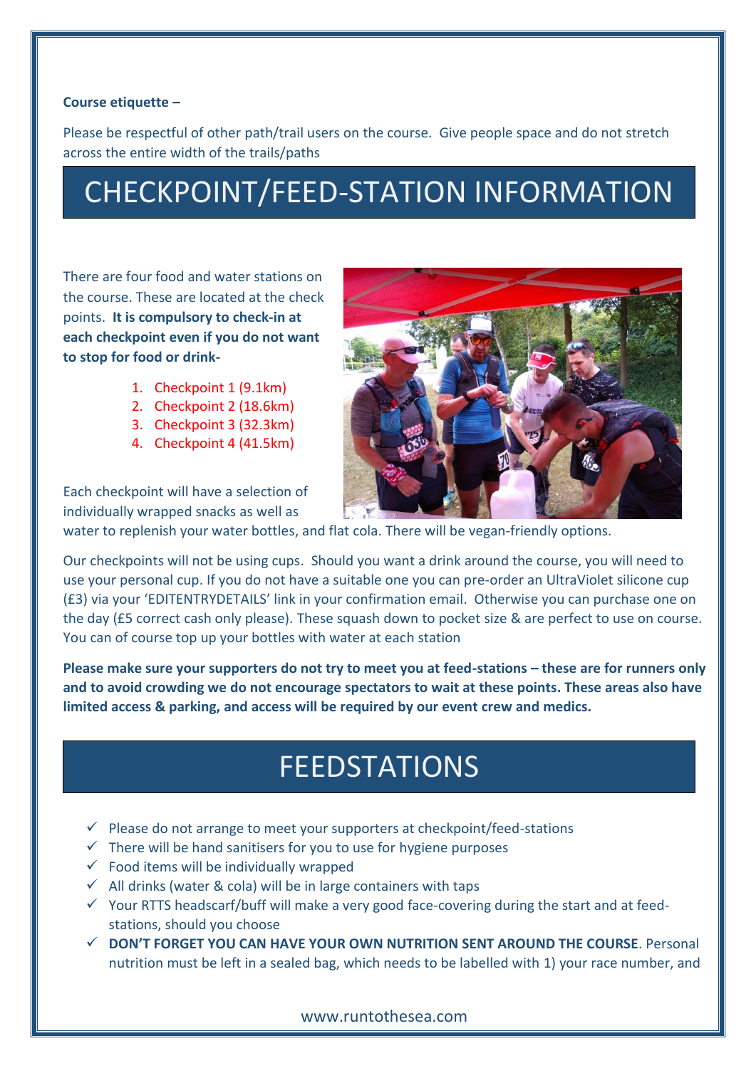**Course etiquette –**

Please be respectful of other path/trail users on the course. Give people space and do not stretch across the entire width of the trails/paths

# CHECKPOINT/FEED-STATION INFORMATION

There are four food and water stations on the course. These are located at the check points. **It is compulsory to check-in at each checkpoint even if you do not want to stop for food or drink-**

1. Checkpoint 1 (9.1km)
2. Checkpoint 2 (18.6km)
3. Checkpoint 3 (32.3km)
4. Checkpoint 4 (41.5km)

Each checkpoint will have a selection of individually wrapped snacks as well as water to replenish your water bottles, and flat cola. There will be vegan-friendly options.

Our checkpoints will not be using cups. Should you want a drink around the course, you will need to use your personal cup. If you do not have a suitable one you can pre-order an UltraViolet silicone cup (£3) via your 'EDITENTRYDETAILS' link in your confirmation email. Otherwise you can purchase one on the day (£5 correct cash only please). These squash down to pocket size & are perfect to use on course. You can of course top up your bottles with water at each station

**Please make sure your supporters do not try to meet you at feed-stations – these are for runners only and to avoid crowding we do not encourage spectators to wait at these points. These areas also have limited access & parking, and access will be required by our event crew and medics.**

# FEEDSTATIONS

- ✓ Please do not arrange to meet your supporters at checkpoint/feed-stations
- ✓ There will be hand sanitisers for you to use for hygiene purposes
- ✓ Food items will be individually wrapped
- ✓ All drinks (water & cola) will be in large containers with taps
- ✓ Your RTTS headscarf/buff will make a very good face-covering during the start and at feed-stations, should you choose
- ✓ **DON'T FORGET YOU CAN HAVE YOUR OWN NUTRITION SENT AROUND THE COURSE**. Personal nutrition must be left in a sealed bag, which needs to be labelled with 1) your race number, and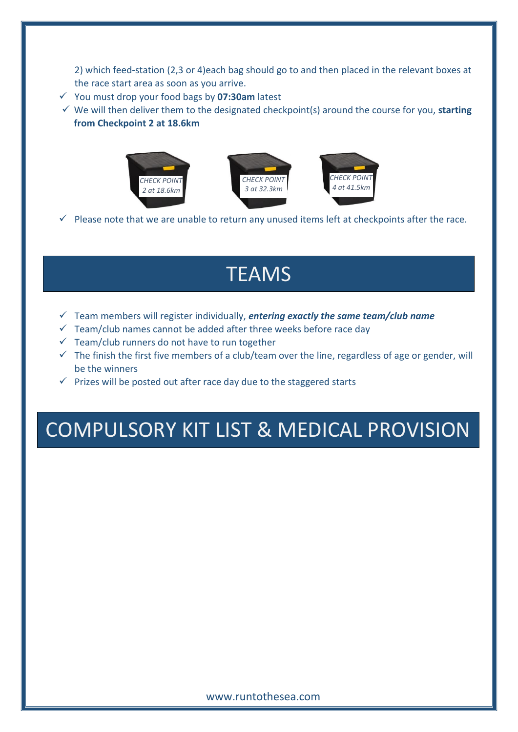2) which feed-station (2,3 or 4)each bag should go to and then placed in the relevant boxes at the race start area as soon as you arrive.

- You must drop your food bags by **07:30am** latest
- We will then deliver them to the designated checkpoint(s) around the course for you, **starting from Checkpoint 2 at 18.6km**

CHECK POINT 2 at 18.6km

CHECK POINT 3 at 32.3km

CHECK POINT 4 at 41.5km

- Please note that we are unable to return any unused items left at checkpoints after the race.

# TEAMS

- Team members will register individually, ***entering exactly the same team/club name***
- Team/club names cannot be added after three weeks before race day
- Team/club runners do not have to run together
- The finish the first five members of a club/team over the line, regardless of age or gender, will be the winners
- Prizes will be posted out after race day due to the staggered starts

# COMPULSORY KIT LIST & MEDICAL PROVISION

www.runtothesea.com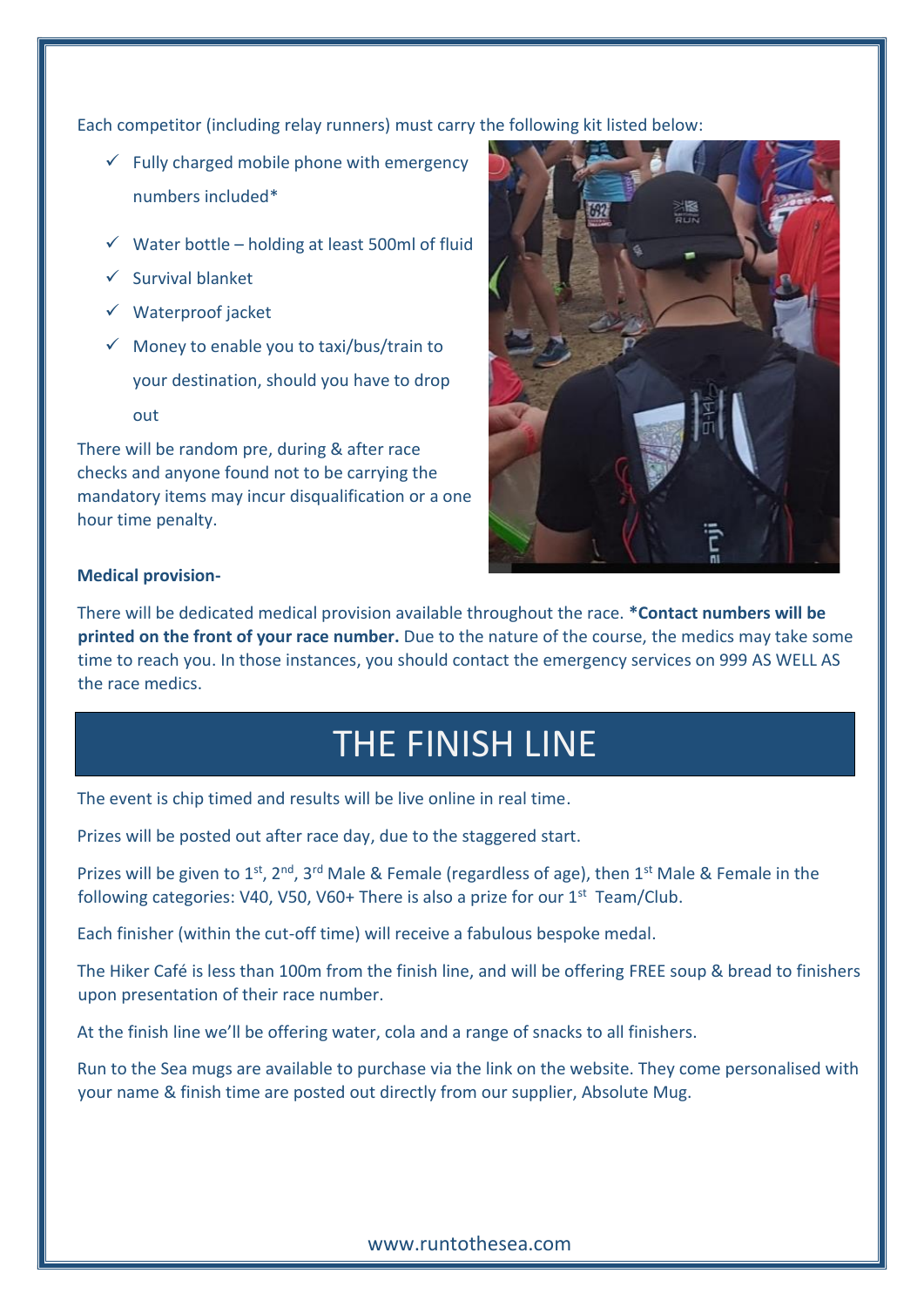Each competitor (including relay runners) must carry the following kit listed below:

- ✓ Fully charged mobile phone with emergency numbers included*
- ✓ Water bottle – holding at least 500ml of fluid
- ✓ Survival blanket
- ✓ Waterproof jacket
- ✓ Money to enable you to taxi/bus/train to your destination, should you have to drop out

There will be random pre, during & after race checks and anyone found not to be carrying the mandatory items may incur disqualification or a one hour time penalty.

**Medical provision-**

There will be dedicated medical provision available throughout the race. ***Contact numbers will be printed on the front of your race number.** Due to the nature of the course, the medics may take some time to reach you. In those instances, you should contact the emergency services on 999 AS WELL AS the race medics.

# THE FINISH LINE

The event is chip timed and results will be live online in real time.

Prizes will be posted out after race day, due to the staggered start.

Prizes will be given to 1st, 2nd, 3rd Male & Female (regardless of age), then 1st Male & Female in the following categories: V40, V50, V60+ There is also a prize for our 1st Team/Club.

Each finisher (within the cut-off time) will receive a fabulous bespoke medal.

The Hiker Café is less than 100m from the finish line, and will be offering FREE soup & bread to finishers upon presentation of their race number.

At the finish line we'll be offering water, cola and a range of snacks to all finishers.

Run to the Sea mugs are available to purchase via the link on the website. They come personalised with your name & finish time are posted out directly from our supplier, Absolute Mug.

www.runtothesea.com